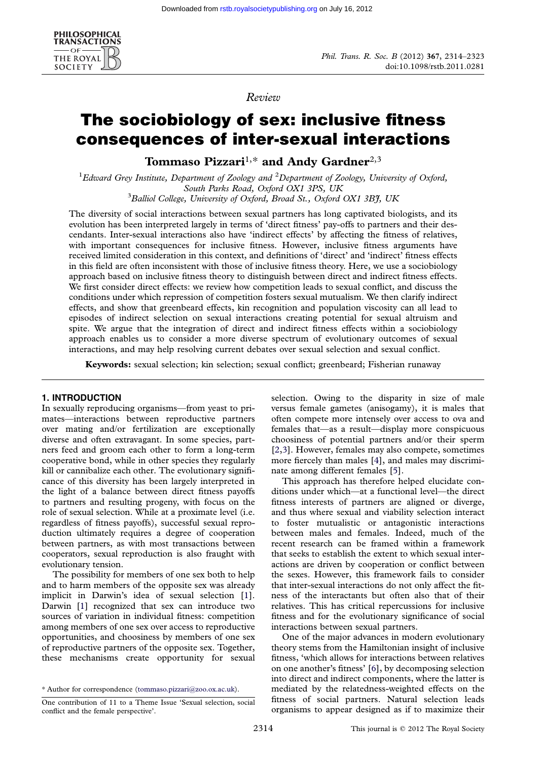*Review*

# The sociobiology of sex: inclusive fitness consequences of inter-sexual interactions

**Tommaso Pizzari[1,*] and Andy Gardner[2,3]**

[1]*Edward Grey Institute, Department of Zoology and* [2]*Department of Zoology, University of Oxford, South Parks Road, Oxford OX1 3PS, UK*
[3]*Balliol College, University of Oxford, Broad St., Oxford OX1 3BJ, UK*

The diversity of social interactions between sexual partners has long captivated biologists, and its evolution has been interpreted largely in terms of 'direct fitness' pay-offs to partners and their descendants. Inter-sexual interactions also have 'indirect effects' by affecting the fitness of relatives, with important consequences for inclusive fitness. However, inclusive fitness arguments have received limited consideration in this context, and definitions of 'direct' and 'indirect' fitness effects in this field are often inconsistent with those of inclusive fitness theory. Here, we use a sociobiology approach based on inclusive fitness theory to distinguish between direct and indirect fitness effects. We first consider direct effects: we review how competition leads to sexual conflict, and discuss the conditions under which repression of competition fosters sexual mutualism. We then clarify indirect effects, and show that greenbeard effects, kin recognition and population viscosity can all lead to episodes of indirect selection on sexual interactions creating potential for sexual altruism and spite. We argue that the integration of direct and indirect fitness effects within a sociobiology approach enables us to consider a more diverse spectrum of evolutionary outcomes of sexual interactions, and may help resolving current debates over sexual selection and sexual conflict.

**Keywords:** sexual selection; kin selection; sexual conflict; greenbeard; Fisherian runaway

## 1. INTRODUCTION

In sexually reproducing organisms—from yeast to primates—interactions between reproductive partners over mating and/or fertilization are exceptionally diverse and often extravagant. In some species, partners feed and groom each other to form a long-term cooperative bond, while in other species they regularly kill or cannibalize each other. The evolutionary significance of this diversity has been largely interpreted in the light of a balance between direct fitness payoffs to partners and resulting progeny, with focus on the role of sexual selection. While at a proximate level (i.e. regardless of fitness payoffs), successful sexual reproduction ultimately requires a degree of cooperation between partners, as with most transactions between cooperators, sexual reproduction is also fraught with evolutionary tension.

The possibility for members of one sex both to help and to harm members of the opposite sex was already implicit in Darwin's idea of sexual selection [1]. Darwin [1] recognized that sex can introduce two sources of variation in individual fitness: competition among members of one sex over access to reproductive opportunities, and choosiness by members of one sex of reproductive partners of the opposite sex. Together, these mechanisms create opportunity for sexual selection. Owing to the disparity in size of male versus female gametes (anisogamy), it is males that often compete more intensely over access to ova and females that—as a result—display more conspicuous choosiness of potential partners and/or their sperm [2,3]. However, females may also compete, sometimes more fiercely than males [4], and males may discriminate among different females [5].

This approach has therefore helped elucidate conditions under which—at a functional level—the direct fitness interests of partners are aligned or diverge, and thus where sexual and viability selection interact to foster mutualistic or antagonistic interactions between males and females. Indeed, much of the recent research can be framed within a framework that seeks to establish the extent to which sexual interactions are driven by cooperation or conflict between the sexes. However, this framework fails to consider that inter-sexual interactions do not only affect the fitness of the interactants but often also that of their relatives. This has critical repercussions for inclusive fitness and for the evolutionary significance of social interactions between sexual partners.

One of the major advances in modern evolutionary theory stems from the Hamiltonian insight of inclusive fitness, 'which allows for interactions between relatives on one another's fitness' [6], by decomposing selection into direct and indirect components, where the latter is mediated by the relatedness-weighted effects on the fitness of social partners. Natural selection leads organisms to appear designed as if to maximize their

* Author for correspondence (tommaso.pizzari@zoo.ox.ac.uk).

One contribution of 11 to a Theme Issue 'Sexual selection, social conflict and the female perspective'.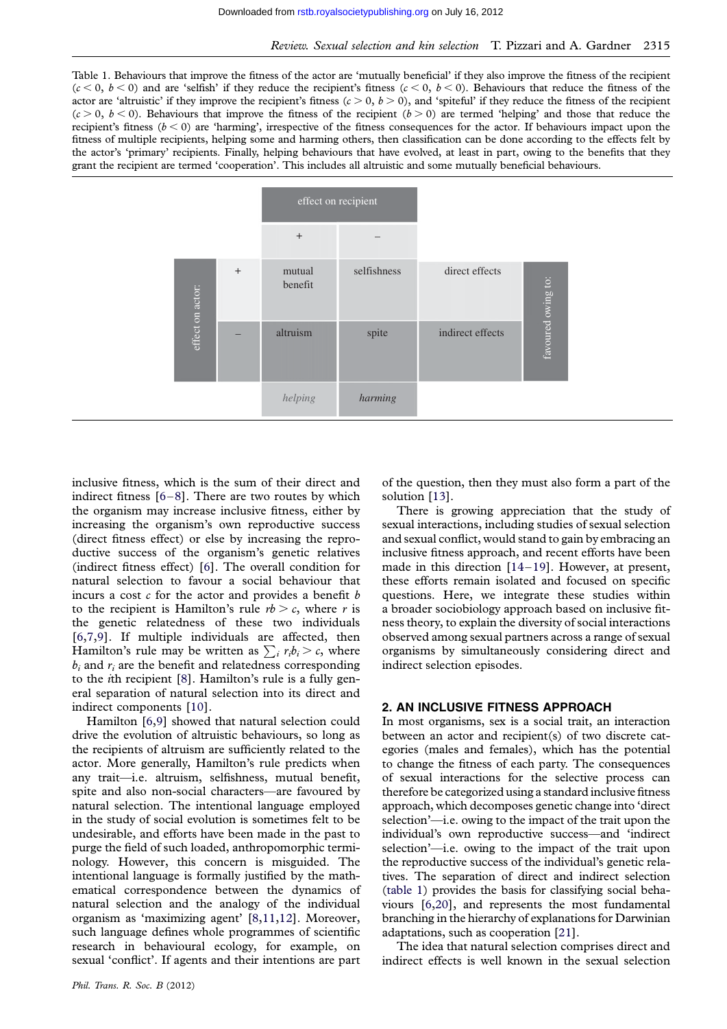Table 1. Behaviours that improve the fitness of the actor are 'mutually beneficial' if they also improve the fitness of the recipient ($c < 0$, $b < 0$) and are 'selfish' if they reduce the recipient's fitness ($c < 0$, $b < 0$). Behaviours that reduce the fitness of the actor are 'altruistic' if they improve the recipient's fitness ($c > 0$, $b > 0$), and 'spiteful' if they reduce the fitness of the recipient ($c > 0$, $b < 0$). Behaviours that improve the fitness of the recipient ($b > 0$) are termed 'helping' and those that reduce the recipient's fitness ($b < 0$) are 'harming', irrespective of the fitness consequences for the actor. If behaviours impact upon the fitness of multiple recipients, helping some and harming others, then classification can be done according to the effects felt by the actor's 'primary' recipients. Finally, helping behaviours that have evolved, at least in part, owing to the benefits that they grant the recipient are termed 'cooperation'. This includes all altruistic and some mutually beneficial behaviours.

| | | effect on recipient | | |
|---|---|---|---|---|
| | | + | – | favoured owing to: |
| effect on actor: | + | mutual benefit | selfishness | direct effects |
| | – | altruism | spite | indirect effects |
| | | *helping* | *harming* | |

inclusive fitness, which is the sum of their direct and indirect fitness [6–8]. There are two routes by which the organism may increase inclusive fitness, either by increasing the organism's own reproductive success (direct fitness effect) or else by increasing the reproductive success of the organism's genetic relatives (indirect fitness effect) [6]. The overall condition for natural selection to favour a social behaviour that incurs a cost $c$ for the actor and provides a benefit $b$ to the recipient is Hamilton's rule $rb > c$, where $r$ is the genetic relatedness of these two individuals [6,7,9]. If multiple individuals are affected, then Hamilton's rule may be written as $\sum_i r_i b_i > c$, where $b_i$ and $r_i$ are the benefit and relatedness corresponding to the $i$th recipient [8]. Hamilton's rule is a fully general separation of natural selection into its direct and indirect components [10].

Hamilton [6,9] showed that natural selection could drive the evolution of altruistic behaviours, so long as the recipients of altruism are sufficiently related to the actor. More generally, Hamilton's rule predicts when any trait—i.e. altruism, selfishness, mutual benefit, spite and also non-social characters—are favoured by natural selection. The intentional language employed in the study of social evolution is sometimes felt to be undesirable, and efforts have been made in the past to purge the field of such loaded, anthropomorphic terminology. However, this concern is misguided. The intentional language is formally justified by the mathematical correspondence between the dynamics of natural selection and the analogy of the individual organism as 'maximizing agent' [8,11,12]. Moreover, such language defines whole programmes of scientific research in behavioural ecology, for example, on sexual 'conflict'. If agents and their intentions are part of the question, then they must also form a part of the solution [13].

There is growing appreciation that the study of sexual interactions, including studies of sexual selection and sexual conflict, would stand to gain by embracing an inclusive fitness approach, and recent efforts have been made in this direction [14–19]. However, at present, these efforts remain isolated and focused on specific questions. Here, we integrate these studies within a broader sociobiology approach based on inclusive fitness theory, to explain the diversity of social interactions observed among sexual partners across a range of sexual organisms by simultaneously considering direct and indirect selection episodes.

## 2. AN INCLUSIVE FITNESS APPROACH

In most organisms, sex is a social trait, an interaction between an actor and recipient(s) of two discrete categories (males and females), which has the potential to change the fitness of each party. The consequences of sexual interactions for the selective process can therefore be categorized using a standard inclusive fitness approach, which decomposes genetic change into 'direct selection'—i.e. owing to the impact of the trait upon the individual's own reproductive success—and 'indirect selection'—i.e. owing to the impact of the trait upon the reproductive success of the individual's genetic relatives. The separation of direct and indirect selection (table 1) provides the basis for classifying social behaviours [6,20], and represents the most fundamental branching in the hierarchy of explanations for Darwinian adaptations, such as cooperation [21].

The idea that natural selection comprises direct and indirect effects is well known in the sexual selection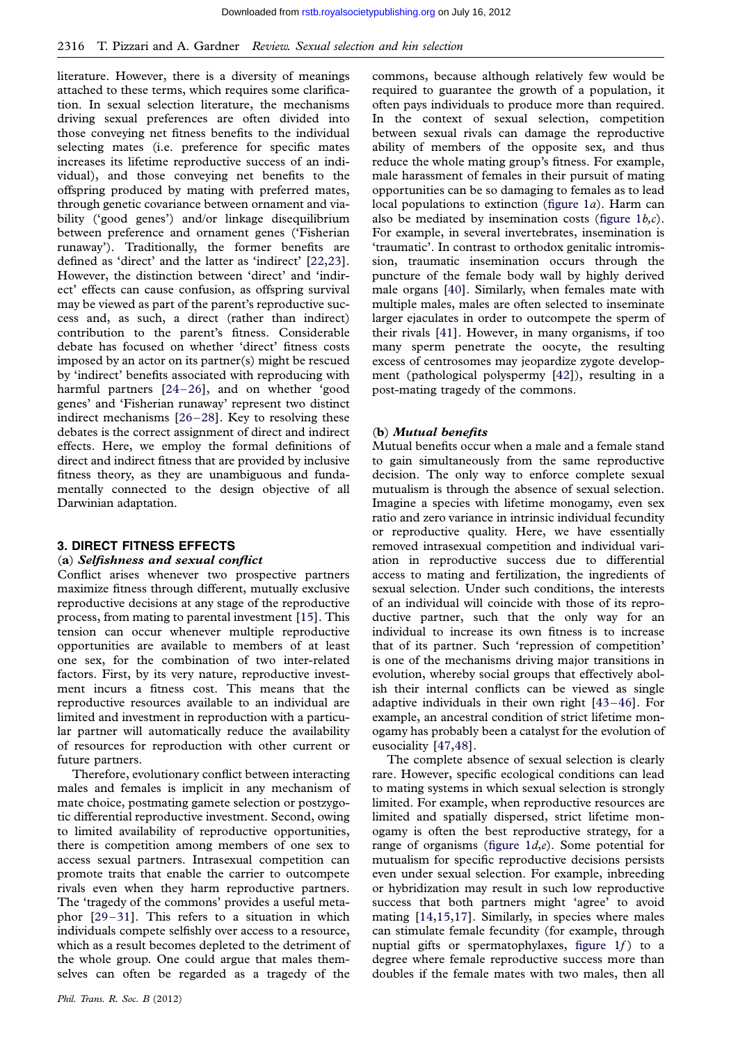literature. However, there is a diversity of meanings attached to these terms, which requires some clarification. In sexual selection literature, the mechanisms driving sexual preferences are often divided into those conveying net fitness benefits to the individual selecting mates (i.e. preference for specific mates increases its lifetime reproductive success of an individual), and those conveying net benefits to the offspring produced by mating with preferred mates, through genetic covariance between ornament and viability ('good genes') and/or linkage disequilibrium between preference and ornament genes ('Fisherian runaway'). Traditionally, the former benefits are defined as 'direct' and the latter as 'indirect' [22,23]. However, the distinction between 'direct' and 'indirect' effects can cause confusion, as offspring survival may be viewed as part of the parent's reproductive success and, as such, a direct (rather than indirect) contribution to the parent's fitness. Considerable debate has focused on whether 'direct' fitness costs imposed by an actor on its partner(s) might be rescued by 'indirect' benefits associated with reproducing with harmful partners [24–26], and on whether 'good genes' and 'Fisherian runaway' represent two distinct indirect mechanisms [26–28]. Key to resolving these debates is the correct assignment of direct and indirect effects. Here, we employ the formal definitions of direct and indirect fitness that are provided by inclusive fitness theory, as they are unambiguous and fundamentally connected to the design objective of all Darwinian adaptation.

## 3. DIRECT FITNESS EFFECTS

### (a) *Selfishness and sexual conflict*

Conflict arises whenever two prospective partners maximize fitness through different, mutually exclusive reproductive decisions at any stage of the reproductive process, from mating to parental investment [15]. This tension can occur whenever multiple reproductive opportunities are available to members of at least one sex, for the combination of two inter-related factors. First, by its very nature, reproductive investment incurs a fitness cost. This means that the reproductive resources available to an individual are limited and investment in reproduction with a particular partner will automatically reduce the availability of resources for reproduction with other current or future partners.

Therefore, evolutionary conflict between interacting males and females is implicit in any mechanism of mate choice, postmating gamete selection or postzygotic differential reproductive investment. Second, owing to limited availability of reproductive opportunities, there is competition among members of one sex to access sexual partners. Intrasexual competition can promote traits that enable the carrier to outcompete rivals even when they harm reproductive partners. The 'tragedy of the commons' provides a useful metaphor [29–31]. This refers to a situation in which individuals compete selfishly over access to a resource, which as a result becomes depleted to the detriment of the whole group. One could argue that males themselves can often be regarded as a tragedy of the commons, because although relatively few would be required to guarantee the growth of a population, it often pays individuals to produce more than required. In the context of sexual selection, competition between sexual rivals can damage the reproductive ability of members of the opposite sex, and thus reduce the whole mating group's fitness. For example, male harassment of females in their pursuit of mating opportunities can be so damaging to females as to lead local populations to extinction (figure 1*a*). Harm can also be mediated by insemination costs (figure 1*b*,*c*). For example, in several invertebrates, insemination is 'traumatic'. In contrast to orthodox genitalic intromission, traumatic insemination occurs through the puncture of the female body wall by highly derived male organs [40]. Similarly, when females mate with multiple males, males are often selected to inseminate larger ejaculates in order to outcompete the sperm of their rivals [41]. However, in many organisms, if too many sperm penetrate the oocyte, the resulting excess of centrosomes may jeopardize zygote development (pathological polyspermy [42]), resulting in a post-mating tragedy of the commons.

### (b) *Mutual benefits*

Mutual benefits occur when a male and a female stand to gain simultaneously from the same reproductive decision. The only way to enforce complete sexual mutualism is through the absence of sexual selection. Imagine a species with lifetime monogamy, even sex ratio and zero variance in intrinsic individual fecundity or reproductive quality. Here, we have essentially removed intrasexual competition and individual variation in reproductive success due to differential access to mating and fertilization, the ingredients of sexual selection. Under such conditions, the interests of an individual will coincide with those of its reproductive partner, such that the only way for an individual to increase its own fitness is to increase that of its partner. Such 'repression of competition' is one of the mechanisms driving major transitions in evolution, whereby social groups that effectively abolish their internal conflicts can be viewed as single adaptive individuals in their own right [43–46]. For example, an ancestral condition of strict lifetime monogamy has probably been a catalyst for the evolution of eusociality [47,48].

The complete absence of sexual selection is clearly rare. However, specific ecological conditions can lead to mating systems in which sexual selection is strongly limited. For example, when reproductive resources are limited and spatially dispersed, strict lifetime monogamy is often the best reproductive strategy, for a range of organisms (figure 1*d*,*e*). Some potential for mutualism for specific reproductive decisions persists even under sexual selection. For example, inbreeding or hybridization may result in such low reproductive success that both partners might 'agree' to avoid mating [14,15,17]. Similarly, in species where males can stimulate female fecundity (for example, through nuptial gifts or spermatophylaxes, figure 1*f*) to a degree where female reproductive success more than doubles if the female mates with two males, then all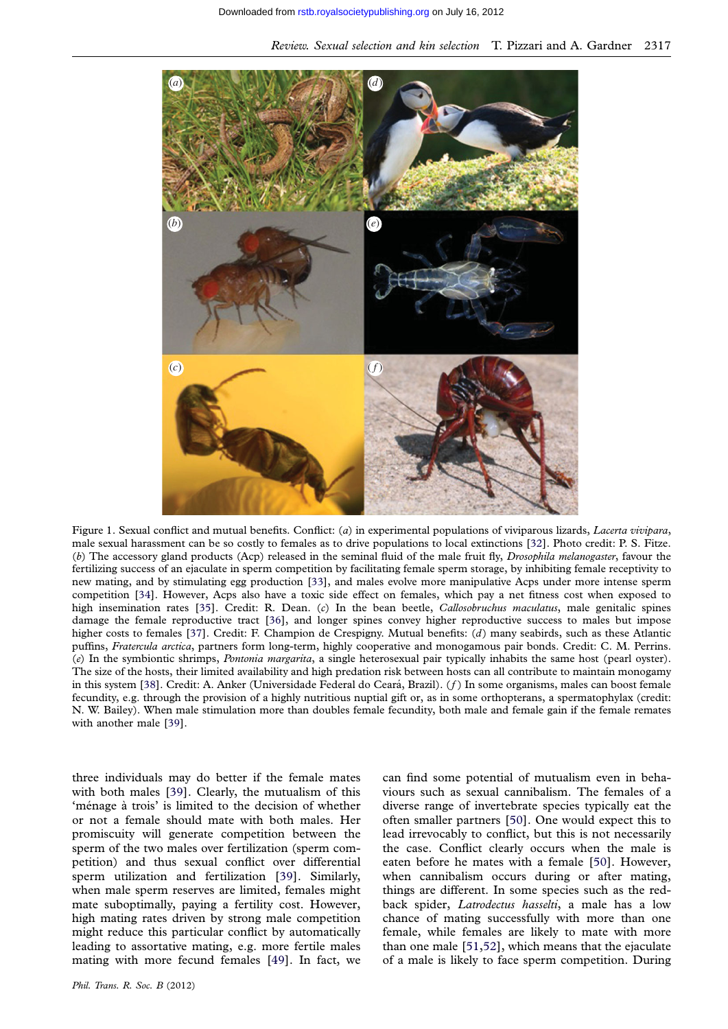Figure 1. Sexual conflict and mutual benefits. Conflict: (*a*) in experimental populations of viviparous lizards, *Lacerta vivipara*, male sexual harassment can be so costly to females as to drive populations to local extinctions [32]. Photo credit: P. S. Fitze. (*b*) The accessory gland products (Acp) released in the seminal fluid of the male fruit fly, *Drosophila melanogaster*, favour the fertilizing success of an ejaculate in sperm competition by facilitating female sperm storage, by inhibiting female receptivity to new mating, and by stimulating egg production [33], and males evolve more manipulative Acps under more intense sperm competition [34]. However, Acps also have a toxic side effect on females, which pay a net fitness cost when exposed to high insemination rates [35]. Credit: R. Dean. (*c*) In the bean beetle, *Callosobruchus maculatus*, male genitalic spines damage the female reproductive tract [36], and longer spines convey higher reproductive success to males but impose higher costs to females [37]. Credit: F. Champion de Crespigny. Mutual benefits: (*d*) many seabirds, such as these Atlantic puffins, *Fratercula arctica*, partners form long-term, highly cooperative and monogamous pair bonds. Credit: C. M. Perrins. (*e*) In the symbiontic shrimps, *Pontonia margarita*, a single heterosexual pair typically inhabits the same host (pearl oyster). The size of the hosts, their limited availability and high predation risk between hosts can all contribute to maintain monogamy in this system [38]. Credit: A. Anker (Universidade Federal do Ceará, Brazil). (*f*) In some organisms, males can boost female fecundity, e.g. through the provision of a highly nutritious nuptial gift or, as in some orthopterans, a spermatophylax (credit: N. W. Bailey). When male stimulation more than doubles female fecundity, both male and female gain if the female remates with another male [39].

three individuals may do better if the female mates with both males [39]. Clearly, the mutualism of this 'ménage à trois' is limited to the decision of whether or not a female should mate with both males. Her promiscuity will generate competition between the sperm of the two males over fertilization (sperm competition) and thus sexual conflict over differential sperm utilization and fertilization [39]. Similarly, when male sperm reserves are limited, females might mate suboptimally, paying a fertility cost. However, high mating rates driven by strong male competition might reduce this particular conflict by automatically leading to assortative mating, e.g. more fertile males mating with more fecund females [49]. In fact, we can find some potential of mutualism even in behaviours such as sexual cannibalism. The females of a diverse range of invertebrate species typically eat the often smaller partners [50]. One would expect this to lead irrevocably to conflict, but this is not necessarily the case. Conflict clearly occurs when the male is eaten before he mates with a female [50]. However, when cannibalism occurs during or after mating, things are different. In some species such as the red-back spider, *Latrodectus hasselti*, a male has a low chance of mating successfully with more than one female, while females are likely to mate with more than one male [51,52], which means that the ejaculate of a male is likely to face sperm competition. During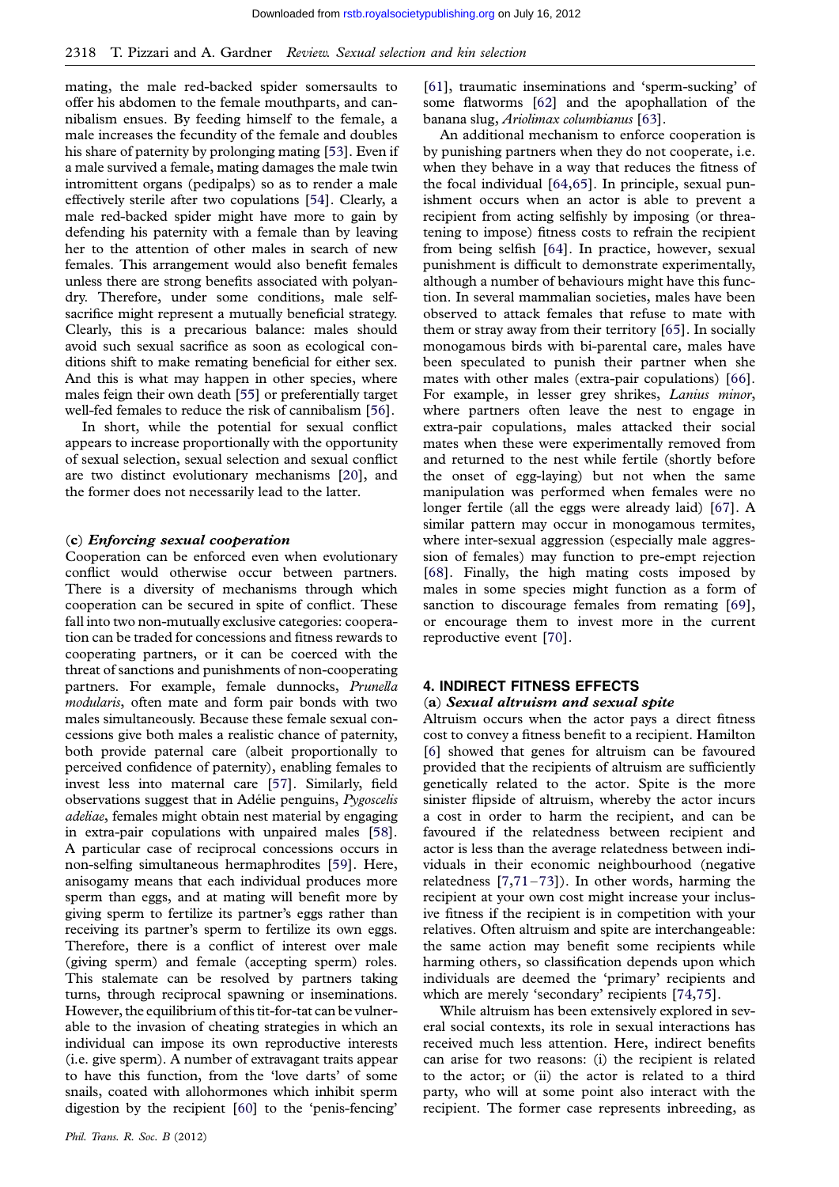mating, the male red-backed spider somersaults to offer his abdomen to the female mouthparts, and cannibalism ensues. By feeding himself to the female, a male increases the fecundity of the female and doubles his share of paternity by prolonging mating [53]. Even if a male survived a female, mating damages the male twin intromittent organs (pedipalps) so as to render a male effectively sterile after two copulations [54]. Clearly, a male red-backed spider might have more to gain by defending his paternity with a female than by leaving her to the attention of other males in search of new females. This arrangement would also benefit females unless there are strong benefits associated with polyandry. Therefore, under some conditions, male self-sacrifice might represent a mutually beneficial strategy. Clearly, this is a precarious balance: males should avoid such sexual sacrifice as soon as ecological conditions shift to make remating beneficial for either sex. And this is what may happen in other species, where males feign their own death [55] or preferentially target well-fed females to reduce the risk of cannibalism [56].

In short, while the potential for sexual conflict appears to increase proportionally with the opportunity of sexual selection, sexual selection and sexual conflict are two distinct evolutionary mechanisms [20], and the former does not necessarily lead to the latter.

### (c) *Enforcing sexual cooperation*

Cooperation can be enforced even when evolutionary conflict would otherwise occur between partners. There is a diversity of mechanisms through which cooperation can be secured in spite of conflict. These fall into two non-mutually exclusive categories: cooperation can be traded for concessions and fitness rewards to cooperating partners, or it can be coerced with the threat of sanctions and punishments of non-cooperating partners. For example, female dunnocks, *Prunella modularis*, often mate and form pair bonds with two males simultaneously. Because these female sexual concessions give both males a realistic chance of paternity, both provide paternal care (albeit proportionally to perceived confidence of paternity), enabling females to invest less into maternal care [57]. Similarly, field observations suggest that in Adélie penguins, *Pygoscelis adeliae*, females might obtain nest material by engaging in extra-pair copulations with unpaired males [58]. A particular case of reciprocal concessions occurs in non-selfing simultaneous hermaphrodites [59]. Here, anisogamy means that each individual produces more sperm than eggs, and at mating will benefit more by giving sperm to fertilize its partner's eggs rather than receiving its partner's sperm to fertilize its own eggs. Therefore, there is a conflict of interest over male (giving sperm) and female (accepting sperm) roles. This stalemate can be resolved by partners taking turns, through reciprocal spawning or inseminations. However, the equilibrium of this tit-for-tat can be vulnerable to the invasion of cheating strategies in which an individual can impose its own reproductive interests (i.e. give sperm). A number of extravagant traits appear to have this function, from the 'love darts' of some snails, coated with allohormones which inhibit sperm digestion by the recipient [60] to the 'penis-fencing' [61], traumatic inseminations and 'sperm-sucking' of some flatworms [62] and the apophallation of the banana slug, *Ariolimax columbianus* [63].

An additional mechanism to enforce cooperation is by punishing partners when they do not cooperate, i.e. when they behave in a way that reduces the fitness of the focal individual [64,65]. In principle, sexual punishment occurs when an actor is able to prevent a recipient from acting selfishly by imposing (or threatening to impose) fitness costs to refrain the recipient from being selfish [64]. In practice, however, sexual punishment is difficult to demonstrate experimentally, although a number of behaviours might have this function. In several mammalian societies, males have been observed to attack females that refuse to mate with them or stray away from their territory [65]. In socially monogamous birds with bi-parental care, males have been speculated to punish their partner when she mates with other males (extra-pair copulations) [66]. For example, in lesser grey shrikes, *Lanius minor*, where partners often leave the nest to engage in extra-pair copulations, males attacked their social mates when these were experimentally removed from and returned to the nest while fertile (shortly before the onset of egg-laying) but not when the same manipulation was performed when females were no longer fertile (all the eggs were already laid) [67]. A similar pattern may occur in monogamous termites, where inter-sexual aggression (especially male aggression of females) may function to pre-empt rejection [68]. Finally, the high mating costs imposed by males in some species might function as a form of sanction to discourage females from remating [69], or encourage them to invest more in the current reproductive event [70].

## 4. INDIRECT FITNESS EFFECTS

### (a) *Sexual altruism and sexual spite*

Altruism occurs when the actor pays a direct fitness cost to convey a fitness benefit to a recipient. Hamilton [6] showed that genes for altruism can be favoured provided that the recipients of altruism are sufficiently genetically related to the actor. Spite is the more sinister flipside of altruism, whereby the actor incurs a cost in order to harm the recipient, and can be favoured if the relatedness between recipient and actor is less than the average relatedness between individuals in their economic neighbourhood (negative relatedness [7,71–73]). In other words, harming the recipient at your own cost might increase your inclusive fitness if the recipient is in competition with your relatives. Often altruism and spite are interchangeable: the same action may benefit some recipients while harming others, so classification depends upon which individuals are deemed the 'primary' recipients and which are merely 'secondary' recipients [74,75].

While altruism has been extensively explored in several social contexts, its role in sexual interactions has received much less attention. Here, indirect benefits can arise for two reasons: (i) the recipient is related to the actor; or (ii) the actor is related to a third party, who will at some point also interact with the recipient. The former case represents inbreeding, as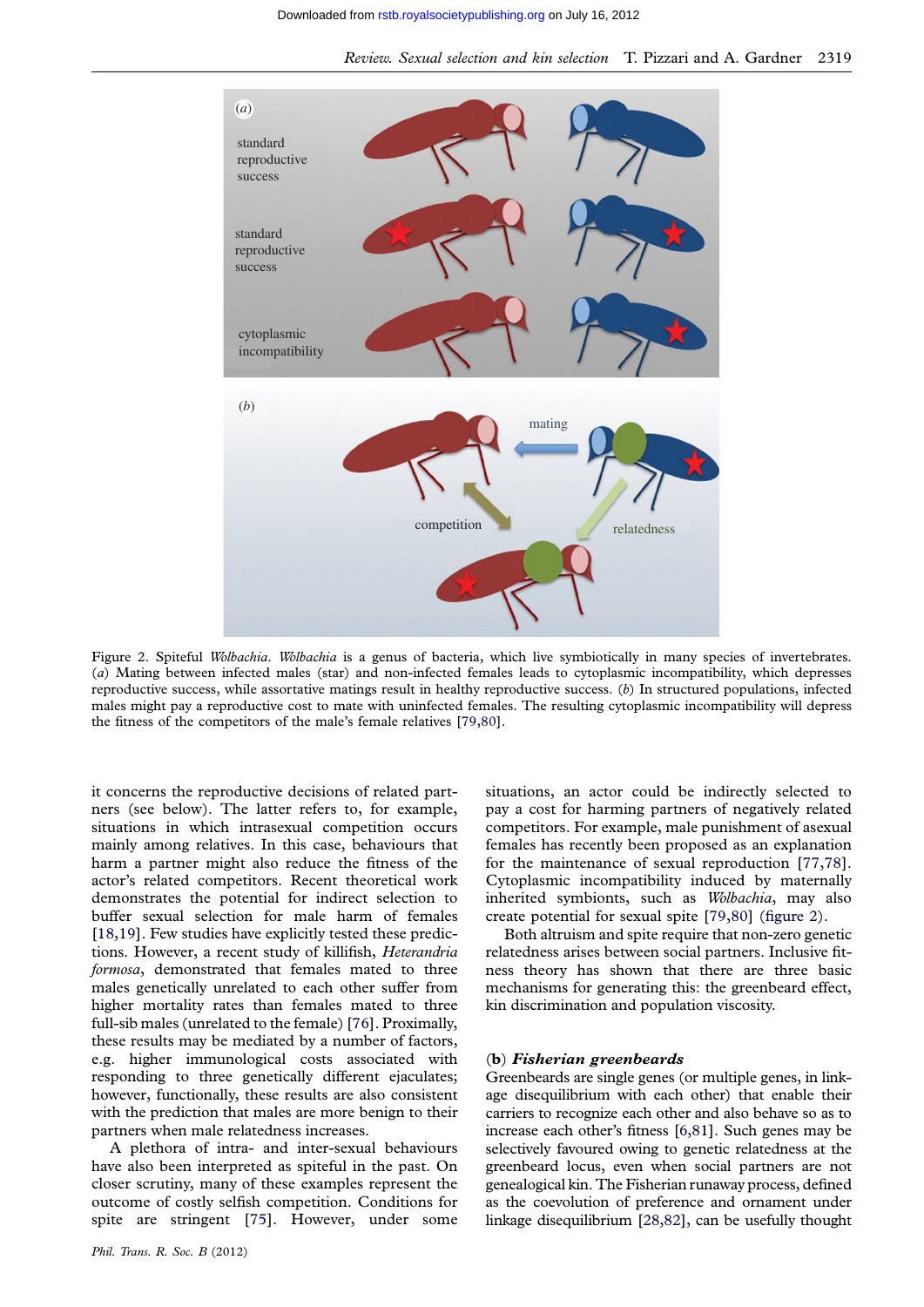Figure 2. Spiteful *Wolbachia*. *Wolbachia* is a genus of bacteria, which live symbiotically in many species of invertebrates. (*a*) Mating between infected males (star) and non-infected females leads to cytoplasmic incompatibility, which depresses reproductive success, while assortative matings result in healthy reproductive success. (*b*) In structured populations, infected males might pay a reproductive cost to mate with uninfected females. The resulting cytoplasmic incompatibility will depress the fitness of the competitors of the male's female relatives [79,80].

it concerns the reproductive decisions of related partners (see below). The latter refers to, for example, situations in which intrasexual competition occurs mainly among relatives. In this case, behaviours that harm a partner might also reduce the fitness of the actor's related competitors. Recent theoretical work demonstrates the potential for indirect selection to buffer sexual selection for male harm of females [18,19]. Few studies have explicitly tested these predictions. However, a recent study of killifish, *Heterandria formosa*, demonstrated that females mated to three males genetically unrelated to each other suffer from higher mortality rates than females mated to three full-sib males (unrelated to the female) [76]. Proximally, these results may be mediated by a number of factors, e.g. higher immunological costs associated with responding to three genetically different ejaculates; however, functionally, these results are also consistent with the prediction that males are more benign to their partners when male relatedness increases.

A plethora of intra- and inter-sexual behaviours have also been interpreted as spiteful in the past. On closer scrutiny, many of these examples represent the outcome of costly selfish competition. Conditions for spite are stringent [75]. However, under some situations, an actor could be indirectly selected to pay a cost for harming partners of negatively related competitors. For example, male punishment of asexual females has recently been proposed as an explanation for the maintenance of sexual reproduction [77,78]. Cytoplasmic incompatibility induced by maternally inherited symbionts, such as *Wolbachia*, may also create potential for sexual spite [79,80] (figure 2).

Both altruism and spite require that non-zero genetic relatedness arises between social partners. Inclusive fitness theory has shown that there are three basic mechanisms for generating this: the greenbeard effect, kin discrimination and population viscosity.

### (b) *Fisherian greenbeards*

Greenbeards are single genes (or multiple genes, in linkage disequilibrium with each other) that enable their carriers to recognize each other and also behave so as to increase each other's fitness [6,81]. Such genes may be selectively favoured owing to genetic relatedness at the greenbeard locus, even when social partners are not genealogical kin. The Fisherian runaway process, defined as the coevolution of preference and ornament under linkage disequilibrium [28,82], can be usefully thought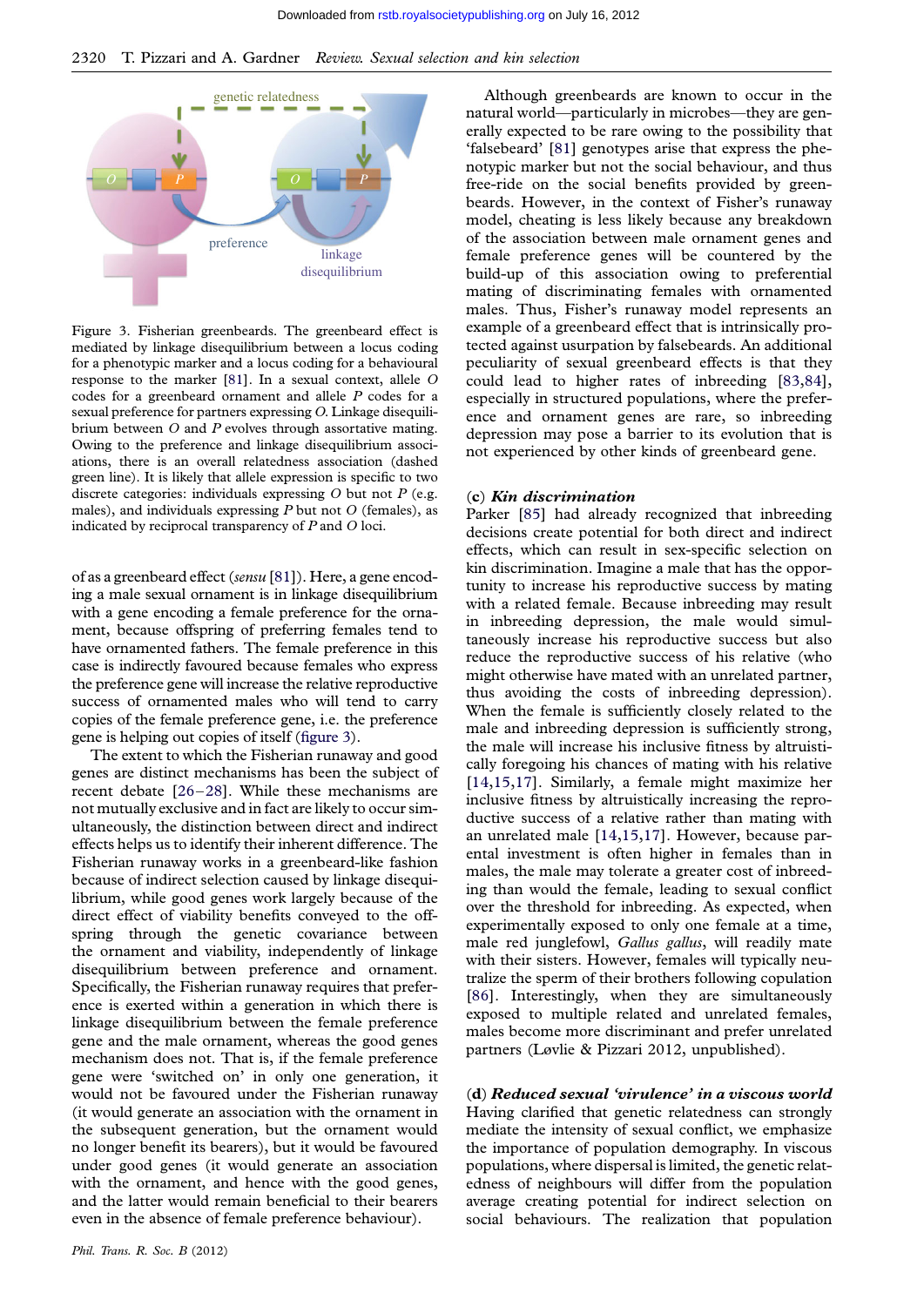genetic relatedness

O

P

O

P

preference

linkage disequilibrium

Figure 3. Fisherian greenbeards. The greenbeard effect is mediated by linkage disequilibrium between a locus coding for a phenotypic marker and a locus coding for a behavioural response to the marker [81]. In a sexual context, allele *O* codes for a greenbeard ornament and allele *P* codes for a sexual preference for partners expressing *O*. Linkage disequilibrium between *O* and *P* evolves through assortative mating. Owing to the preference and linkage disequilibrium associations, there is an overall relatedness association (dashed green line). It is likely that allele expression is specific to two discrete categories: individuals expressing *O* but not *P* (e.g. males), and individuals expressing *P* but not *O* (females), as indicated by reciprocal transparency of *P* and *O* loci.

of as a greenbeard effect (*sensu* [81]). Here, a gene encoding a male sexual ornament is in linkage disequilibrium with a gene encoding a female preference for the ornament, because offspring of preferring females tend to have ornamented fathers. The female preference in this case is indirectly favoured because females who express the preference gene will increase the relative reproductive success of ornamented males who will tend to carry copies of the female preference gene, i.e. the preference gene is helping out copies of itself (figure 3).

The extent to which the Fisherian runaway and good genes are distinct mechanisms has been the subject of recent debate [26–28]. While these mechanisms are not mutually exclusive and in fact are likely to occur simultaneously, the distinction between direct and indirect effects helps us to identify their inherent difference. The Fisherian runaway works in a greenbeard-like fashion because of indirect selection caused by linkage disequilibrium, while good genes work largely because of the direct effect of viability benefits conveyed to the offspring through the genetic covariance between the ornament and viability, independently of linkage disequilibrium between preference and ornament. Specifically, the Fisherian runaway requires that preference is exerted within a generation in which there is linkage disequilibrium between the female preference gene and the male ornament, whereas the good genes mechanism does not. That is, if the female preference gene were 'switched on' in only one generation, it would not be favoured under the Fisherian runaway (it would generate an association with the ornament in the subsequent generation, but the ornament would no longer benefit its bearers), but it would be favoured under good genes (it would generate an association with the ornament, and hence with the good genes, and the latter would remain beneficial to their bearers even in the absence of female preference behaviour).

Although greenbeards are known to occur in the natural world—particularly in microbes—they are generally expected to be rare owing to the possibility that 'falsebeard' [81] genotypes arise that express the phenotypic marker but not the social behaviour, and thus free-ride on the social benefits provided by greenbeards. However, in the context of Fisher's runaway model, cheating is less likely because any breakdown of the association between male ornament genes and female preference genes will be countered by the build-up of this association owing to preferential mating of discriminating females with ornamented males. Thus, Fisher's runaway model represents an example of a greenbeard effect that is intrinsically protected against usurpation by falsebeards. An additional peculiarity of sexual greenbeard effects is that they could lead to higher rates of inbreeding [83,84], especially in structured populations, where the preference and ornament genes are rare, so inbreeding depression may pose a barrier to its evolution that is not experienced by other kinds of greenbeard gene.

### (c) *Kin discrimination*

Parker [85] had already recognized that inbreeding decisions create potential for both direct and indirect effects, which can result in sex-specific selection on kin discrimination. Imagine a male that has the opportunity to increase his reproductive success by mating with a related female. Because inbreeding may result in inbreeding depression, the male would simultaneously increase his reproductive success but also reduce the reproductive success of his relative (who might otherwise have mated with an unrelated partner, thus avoiding the costs of inbreeding depression). When the female is sufficiently closely related to the male and inbreeding depression is sufficiently strong, the male will increase his inclusive fitness by altruistically foregoing his chances of mating with his relative [14,15,17]. Similarly, a female might maximize her inclusive fitness by altruistically increasing the reproductive success of a relative rather than mating with an unrelated male [14,15,17]. However, because parental investment is often higher in females than in males, the male may tolerate a greater cost of inbreeding than would the female, leading to sexual conflict over the threshold for inbreeding. As expected, when experimentally exposed to only one female at a time, male red junglefowl, *Gallus gallus*, will readily mate with their sisters. However, females will typically neutralize the sperm of their brothers following copulation [86]. Interestingly, when they are simultaneously exposed to multiple related and unrelated females, males become more discriminant and prefer unrelated partners (Løvlie & Pizzari 2012, unpublished).

### (d) *Reduced sexual 'virulence' in a viscous world*

Having clarified that genetic relatedness can strongly mediate the intensity of sexual conflict, we emphasize the importance of population demography. In viscous populations, where dispersal is limited, the genetic relatedness of neighbours will differ from the population average creating potential for indirect selection on social behaviours. The realization that population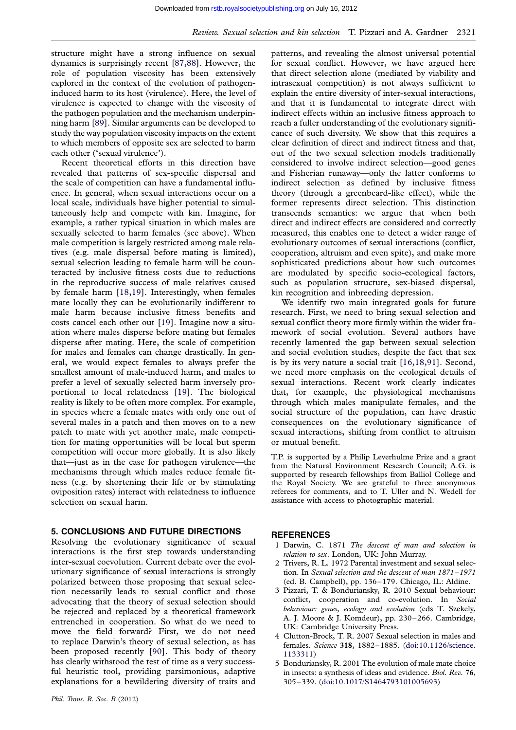structure might have a strong influence on sexual dynamics is surprisingly recent [87,88]. However, the role of population viscosity has been extensively explored in the context of the evolution of pathogen-induced harm to its host (virulence). Here, the level of virulence is expected to change with the viscosity of the pathogen population and the mechanism underpinning harm [89]. Similar arguments can be developed to study the way population viscosity impacts on the extent to which members of opposite sex are selected to harm each other ('sexual virulence').

Recent theoretical efforts in this direction have revealed that patterns of sex-specific dispersal and the scale of competition can have a fundamental influence. In general, when sexual interactions occur on a local scale, individuals have higher potential to simultaneously help and compete with kin. Imagine, for example, a rather typical situation in which males are sexually selected to harm females (see above). When male competition is largely restricted among male relatives (e.g. male dispersal before mating is limited), sexual selection leading to female harm will be counteracted by inclusive fitness costs due to reductions in the reproductive success of male relatives caused by female harm [18,19]. Interestingly, when females mate locally they can be evolutionarily indifferent to male harm because inclusive fitness benefits and costs cancel each other out [19]. Imagine now a situation where males disperse before mating but females disperse after mating. Here, the scale of competition for males and females can change drastically. In general, we would expect females to always prefer the smallest amount of male-induced harm, and males to prefer a level of sexually selected harm inversely proportional to local relatedness [19]. The biological reality is likely to be often more complex. For example, in species where a female mates with only one out of several males in a patch and then moves on to a new patch to mate with yet another male, male competition for mating opportunities will be local but sperm competition will occur more globally. It is also likely that—just as in the case for pathogen virulence—the mechanisms through which males reduce female fitness (e.g. by shortening their life or by stimulating oviposition rates) interact with relatedness to influence selection on sexual harm.

## 5. CONCLUSIONS AND FUTURE DIRECTIONS

Resolving the evolutionary significance of sexual interactions is the first step towards understanding inter-sexual coevolution. Current debate over the evolutionary significance of sexual interactions is strongly polarized between those proposing that sexual selection necessarily leads to sexual conflict and those advocating that the theory of sexual selection should be rejected and replaced by a theoretical framework entrenched in cooperation. So what do we need to move the field forward? First, we do not need to replace Darwin's theory of sexual selection, as has been proposed recently [90]. This body of theory has clearly withstood the test of time as a very successful heuristic tool, providing parsimonious, adaptive explanations for a bewildering diversity of traits and patterns, and revealing the almost universal potential for sexual conflict. However, we have argued here that direct selection alone (mediated by viability and intrasexual competition) is not always sufficient to explain the entire diversity of inter-sexual interactions, and that it is fundamental to integrate direct with indirect effects within an inclusive fitness approach to reach a fuller understanding of the evolutionary significance of such diversity. We show that this requires a clear definition of direct and indirect fitness and that, out of the two sexual selection models traditionally considered to involve indirect selection—good genes and Fisherian runaway—only the latter conforms to indirect selection as defined by inclusive fitness theory (through a greenbeard-like effect), while the former represents direct selection. This distinction transcends semantics: we argue that when both direct and indirect effects are considered and correctly measured, this enables one to detect a wider range of evolutionary outcomes of sexual interactions (conflict, cooperation, altruism and even spite), and make more sophisticated predictions about how such outcomes are modulated by specific socio-ecological factors, such as population structure, sex-biased dispersal, kin recognition and inbreeding depression.

We identify two main integrated goals for future research. First, we need to bring sexual selection and sexual conflict theory more firmly within the wider framework of social evolution. Several authors have recently lamented the gap between sexual selection and social evolution studies, despite the fact that sex is by its very nature a social trait [16,18,91]. Second, we need more emphasis on the ecological details of sexual interactions. Recent work clearly indicates that, for example, the physiological mechanisms through which males manipulate females, and the social structure of the population, can have drastic consequences on the evolutionary significance of sexual interactions, shifting from conflict to altruism or mutual benefit.

T.P. is supported by a Philip Leverhulme Prize and a grant from the Natural Environment Research Council; A.G. is supported by research fellowships from Balliol College and the Royal Society. We are grateful to three anonymous referees for comments, and to T. Uller and N. Wedell for assistance with access to photographic material.

## REFERENCES

1 Darwin, C. 1871 *The descent of man and selection in relation to sex*. London, UK: John Murray.

2 Trivers, R. L. 1972 Parental investment and sexual selection. In *Sexual selection and the descent of man 1871–1971* (ed. B. Campbell), pp. 136–179. Chicago, IL: Aldine.

3 Pizzari, T. & Bonduriansky, R. 2010 Sexual behaviour: conflict, cooperation and co-evolution. In *Social behaviour: genes, ecology and evolution* (eds T. Szekely, A. J. Moore & J. Komdeur), pp. 230–266. Cambridge, UK: Cambridge University Press.

4 Clutton-Brock, T. R. 2007 Sexual selection in males and females. *Science* **318**, 1882–1885. (doi:10.1126/science.1133311)

5 Bonduriansky, R. 2001 The evolution of male mate choice in insects: a synthesis of ideas and evidence. *Biol. Rev.* **76**, 305–339. (doi:10.1017/S1464793101005693)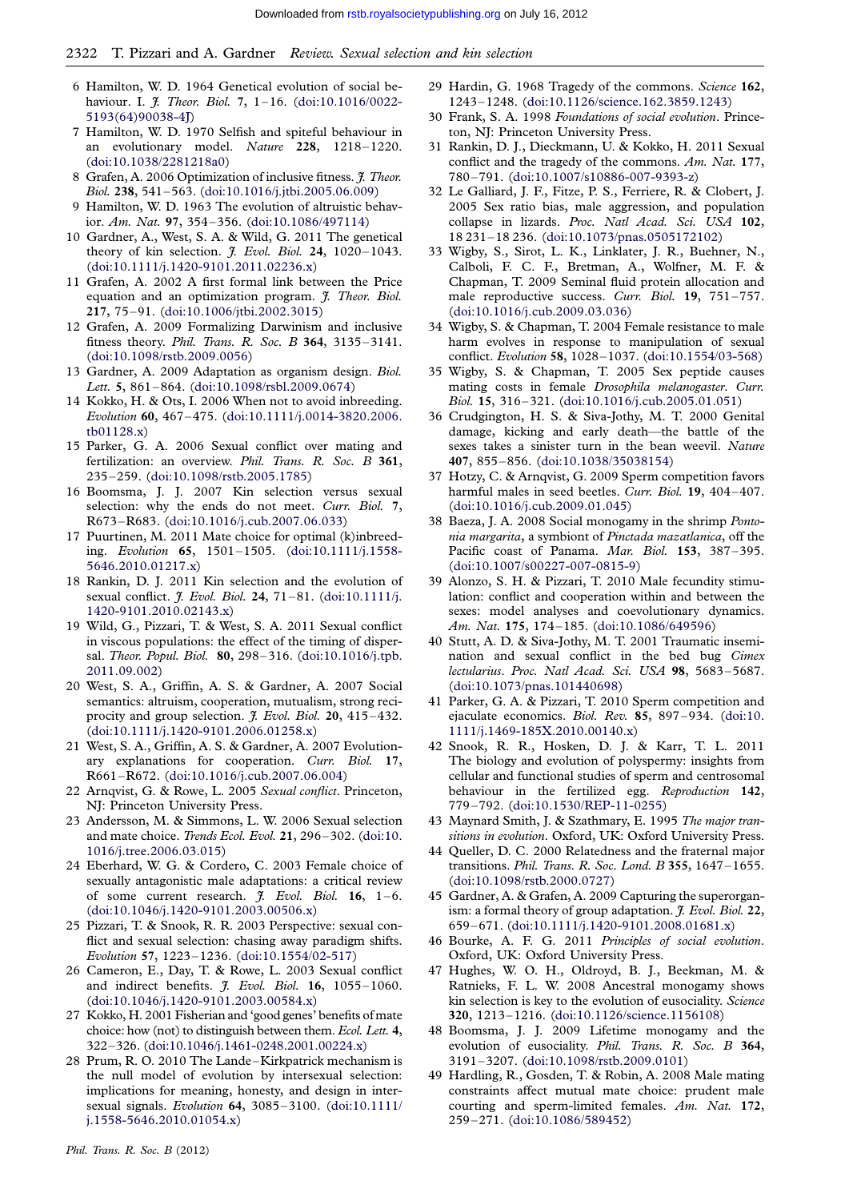6 Hamilton, W. D. 1964 Genetical evolution of social behaviour. I. *J. Theor. Biol.* **7**, 1–16. (doi:10.1016/0022-5193(64)90038-4J)

7 Hamilton, W. D. 1970 Selfish and spiteful behaviour in an evolutionary model. *Nature* **228**, 1218–1220. (doi:10.1038/2281218a0)

8 Grafen, A. 2006 Optimization of inclusive fitness. *J. Theor. Biol.* **238**, 541–563. (doi:10.1016/j.jtbi.2005.06.009)

9 Hamilton, W. D. 1963 The evolution of altruistic behavior. *Am. Nat.* **97**, 354–356. (doi:10.1086/497114)

10 Gardner, A., West, S. A. & Wild, G. 2011 The genetical theory of kin selection. *J. Evol. Biol.* **24**, 1020–1043. (doi:10.1111/j.1420-9101.2011.02236.x)

11 Grafen, A. 2002 A first formal link between the Price equation and an optimization program. *J. Theor. Biol.* **217**, 75–91. (doi:10.1006/jtbi.2002.3015)

12 Grafen, A. 2009 Formalizing Darwinism and inclusive fitness theory. *Phil. Trans. R. Soc. B* **364**, 3135–3141. (doi:10.1098/rstb.2009.0056)

13 Gardner, A. 2009 Adaptation as organism design. *Biol. Lett.* **5**, 861–864. (doi:10.1098/rsbl.2009.0674)

14 Kokko, H. & Ots, I. 2006 When not to avoid inbreeding. *Evolution* **60**, 467–475. (doi:10.1111/j.0014-3820.2006.tb01128.x)

15 Parker, G. A. 2006 Sexual conflict over mating and fertilization: an overview. *Phil. Trans. R. Soc. B* **361**, 235–259. (doi:10.1098/rstb.2005.1785)

16 Boomsma, J. J. 2007 Kin selection versus sexual selection: why the ends do not meet. *Curr. Biol.* **7**, R673–R683. (doi:10.1016/j.cub.2007.06.033)

17 Puurtinen, M. 2011 Mate choice for optimal (k)inbreeding. *Evolution* **65**, 1501–1505. (doi:10.1111/j.1558-5646.2010.01217.x)

18 Rankin, D. J. 2011 Kin selection and the evolution of sexual conflict. *J. Evol. Biol.* **24**, 71–81. (doi:10.1111/j.1420-9101.2010.02143.x)

19 Wild, G., Pizzari, T. & West, S. A. 2011 Sexual conflict in viscous populations: the effect of the timing of dispersal. *Theor. Popul. Biol.* **80**, 298–316. (doi:10.1016/j.tpb.2011.09.002)

20 West, S. A., Griffin, A. S. & Gardner, A. 2007 Social semantics: altruism, cooperation, mutualism, strong reciprocity and group selection. *J. Evol. Biol.* **20**, 415–432. (doi:10.1111/j.1420-9101.2006.01258.x)

21 West, S. A., Griffin, A. S. & Gardner, A. 2007 Evolutionary explanations for cooperation. *Curr. Biol.* **17**, R661–R672. (doi:10.1016/j.cub.2007.06.004)

22 Arnqvist, G. & Rowe, L. 2005 *Sexual conflict*. Princeton, NJ: Princeton University Press.

23 Andersson, M. & Simmons, L. W. 2006 Sexual selection and mate choice. *Trends Ecol. Evol.* **21**, 296–302. (doi:10.1016/j.tree.2006.03.015)

24 Eberhard, W. G. & Cordero, C. 2003 Female choice of sexually antagonistic male adaptations: a critical review of some current research. *J. Evol. Biol.* **16**, 1–6. (doi:10.1046/j.1420-9101.2003.00506.x)

25 Pizzari, T. & Snook, R. R. 2003 Perspective: sexual conflict and sexual selection: chasing away paradigm shifts. *Evolution* **57**, 1223–1236. (doi:10.1554/02-517)

26 Cameron, E., Day, T. & Rowe, L. 2003 Sexual conflict and indirect benefits. *J. Evol. Biol.* **16**, 1055–1060. (doi:10.1046/j.1420-9101.2003.00584.x)

27 Kokko, H. 2001 Fisherian and 'good genes' benefits of mate choice: how (not) to distinguish between them. *Ecol. Lett.* **4**, 322–326. (doi:10.1046/j.1461-0248.2001.00224.x)

28 Prum, R. O. 2010 The Lande–Kirkpatrick mechanism is the null model of evolution by intersexual selection: implications for meaning, honesty, and design in intersexual signals. *Evolution* **64**, 3085–3100. (doi:10.1111/j.1558-5646.2010.01054.x)

29 Hardin, G. 1968 Tragedy of the commons. *Science* **162**, 1243–1248. (doi:10.1126/science.162.3859.1243)

30 Frank, S. A. 1998 *Foundations of social evolution*. Princeton, NJ: Princeton University Press.

31 Rankin, D. J., Dieckmann, U. & Kokko, H. 2011 Sexual conflict and the tragedy of the commons. *Am. Nat.* **177**, 780–791. (doi:10.1007/s10886-007-9393-z)

32 Le Galliard, J. F., Fitze, P. S., Ferriere, R. & Clobert, J. 2005 Sex ratio bias, male aggression, and population collapse in lizards. *Proc. Natl Acad. Sci. USA* **102**, 18 231–18 236. (doi:10.1073/pnas.0505172102)

33 Wigby, S., Sirot, L. K., Linklater, J. R., Buehner, N., Calboli, F. C. F., Bretman, A., Wolfner, M. F. & Chapman, T. 2009 Seminal fluid protein allocation and male reproductive success. *Curr. Biol.* **19**, 751–757. (doi:10.1016/j.cub.2009.03.036)

34 Wigby, S. & Chapman, T. 2004 Female resistance to male harm evolves in response to manipulation of sexual conflict. *Evolution* **58**, 1028–1037. (doi:10.1554/03-568)

35 Wigby, S. & Chapman, T. 2005 Sex peptide causes mating costs in female *Drosophila melanogaster*. *Curr. Biol.* **15**, 316–321. (doi:10.1016/j.cub.2005.01.051)

36 Crudgington, H. S. & Siva-Jothy, M. T. 2000 Genital damage, kicking and early death—the battle of the sexes takes a sinister turn in the bean weevil. *Nature* **407**, 855–856. (doi:10.1038/35038154)

37 Hotzy, C. & Arnqvist, G. 2009 Sperm competition favors harmful males in seed beetles. *Curr. Biol.* **19**, 404–407. (doi:10.1016/j.cub.2009.01.045)

38 Baeza, J. A. 2008 Social monogamy in the shrimp *Pontonia margarita*, a symbiont of *Pinctada mazatlanica*, off the Pacific coast of Panama. *Mar. Biol.* **153**, 387–395. (doi:10.1007/s00227-007-0815-9)

39 Alonzo, S. H. & Pizzari, T. 2010 Male fecundity stimulation: conflict and cooperation within and between the sexes: model analyses and coevolutionary dynamics. *Am. Nat.* **175**, 174–185. (doi:10.1086/649596)

40 Stutt, A. D. & Siva-Jothy, M. T. 2001 Traumatic insemination and sexual conflict in the bed bug *Cimex lectularius*. *Proc. Natl Acad. Sci. USA* **98**, 5683–5687. (doi:10.1073/pnas.101440698)

41 Parker, G. A. & Pizzari, T. 2010 Sperm competition and ejaculate economics. *Biol. Rev.* **85**, 897–934. (doi:10.1111/j.1469-185X.2010.00140.x)

42 Snook, R. R., Hosken, D. J. & Karr, T. L. 2011 The biology and evolution of polyspermy: insights from cellular and functional studies of sperm and centrosomal behaviour in the fertilized egg. *Reproduction* **142**, 779–792. (doi:10.1530/REP-11-0255)

43 Maynard Smith, J. & Szathmary, E. 1995 *The major transitions in evolution*. Oxford, UK: Oxford University Press.

44 Queller, D. C. 2000 Relatedness and the fraternal major transitions. *Phil. Trans. R. Soc. Lond. B* **355**, 1647–1655. (doi:10.1098/rstb.2000.0727)

45 Gardner, A. & Grafen, A. 2009 Capturing the superorganism: a formal theory of group adaptation. *J. Evol. Biol.* **22**, 659–671. (doi:10.1111/j.1420-9101.2008.01681.x)

46 Bourke, A. F. G. 2011 *Principles of social evolution*. Oxford, UK: Oxford University Press.

47 Hughes, W. O. H., Oldroyd, B. J., Beekman, M. & Ratnieks, F. L. W. 2008 Ancestral monogamy shows kin selection is key to the evolution of eusociality. *Science* **320**, 1213–1216. (doi:10.1126/science.1156108)

48 Boomsma, J. J. 2009 Lifetime monogamy and the evolution of eusociality. *Phil. Trans. R. Soc. B* **364**, 3191–3207. (doi:10.1098/rstb.2009.0101)

49 Hardling, R., Gosden, T. & Robin, A. 2008 Male mating constraints affect mutual mate choice: prudent male courting and sperm-limited females. *Am. Nat.* **172**, 259–271. (doi:10.1086/589452)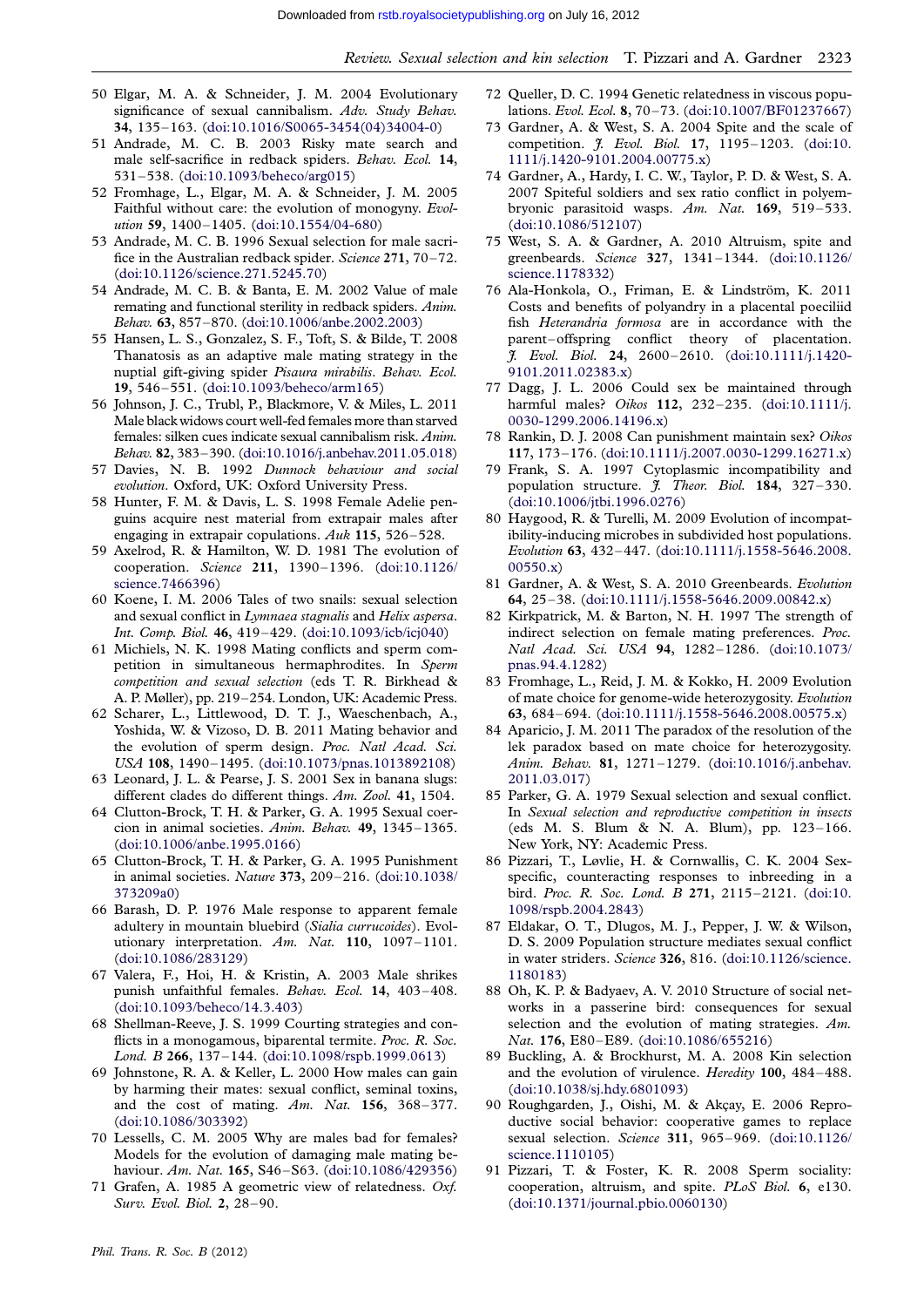50 Elgar, M. A. & Schneider, J. M. 2004 Evolutionary significance of sexual cannibalism. *Adv. Study Behav.* **34**, 135–163. (doi:10.1016/S0065-3454(04)34004-0)

51 Andrade, M. C. B. 2003 Risky mate search and male self-sacrifice in redback spiders. *Behav. Ecol.* **14**, 531–538. (doi:10.1093/beheco/arg015)

52 Fromhage, L., Elgar, M. A. & Schneider, J. M. 2005 Faithful without care: the evolution of monogyny. *Evolution* **59**, 1400–1405. (doi:10.1554/04-680)

53 Andrade, M. C. B. 1996 Sexual selection for male sacrifice in the Australian redback spider. *Science* **271**, 70–72. (doi:10.1126/science.271.5245.70)

54 Andrade, M. C. B. & Banta, E. M. 2002 Value of male remating and functional sterility in redback spiders. *Anim. Behav.* **63**, 857–870. (doi:10.1006/anbe.2002.2003)

55 Hansen, L. S., Gonzalez, S. F., Toft, S. & Bilde, T. 2008 Thanatosis as an adaptive male mating strategy in the nuptial gift-giving spider *Pisaura mirabilis*. *Behav. Ecol.* **19**, 546–551. (doi:10.1093/beheco/arm165)

56 Johnson, J. C., Trubl, P., Blackmore, V. & Miles, L. 2011 Male black widows court well-fed females more than starved females: silken cues indicate sexual cannibalism risk. *Anim. Behav.* **82**, 383–390. (doi:10.1016/j.anbehav.2011.05.018)

57 Davies, N. B. 1992 *Dunnock behaviour and social evolution*. Oxford, UK: Oxford University Press.

58 Hunter, F. M. & Davis, L. S. 1998 Female Adelie penguins acquire nest material from extrapair males after engaging in extrapair copulations. *Auk* **115**, 526–528.

59 Axelrod, R. & Hamilton, W. D. 1981 The evolution of cooperation. *Science* **211**, 1390–1396. (doi:10.1126/science.7466396)

60 Koene, I. M. 2006 Tales of two snails: sexual selection and sexual conflict in *Lymnaea stagnalis* and *Helix aspersa*. *Int. Comp. Biol.* **46**, 419–429. (doi:10.1093/icb/icj040)

61 Michiels, N. K. 1998 Mating conflicts and sperm competition in simultaneous hermaphrodites. In *Sperm competition and sexual selection* (eds T. R. Birkhead & A. P. Møller), pp. 219–254. London, UK: Academic Press.

62 Scharer, L., Littlewood, D. T. J., Waeschenbach, A., Yoshida, W. & Vizoso, D. B. 2011 Mating behavior and the evolution of sperm design. *Proc. Natl Acad. Sci. USA* **108**, 1490–1495. (doi:10.1073/pnas.1013892108)

63 Leonard, J. L. & Pearse, J. S. 2001 Sex in banana slugs: different clades do different things. *Am. Zool.* **41**, 1504.

64 Clutton-Brock, T. H. & Parker, G. A. 1995 Sexual coercion in animal societies. *Anim. Behav.* **49**, 1345–1365. (doi:10.1006/anbe.1995.0166)

65 Clutton-Brock, T. H. & Parker, G. A. 1995 Punishment in animal societies. *Nature* **373**, 209–216. (doi:10.1038/373209a0)

66 Barash, D. P. 1976 Male response to apparent female adultery in mountain bluebird (*Sialia currucoides*). Evolutionary interpretation. *Am. Nat.* **110**, 1097–1101. (doi:10.1086/283129)

67 Valera, F., Hoi, H. & Kristin, A. 2003 Male shrikes punish unfaithful females. *Behav. Ecol.* **14**, 403–408. (doi:10.1093/beheco/14.3.403)

68 Shellman-Reeve, J. S. 1999 Courting strategies and conflicts in a monogamous, biparental termite. *Proc. R. Soc. Lond. B* **266**, 137–144. (doi:10.1098/rspb.1999.0613)

69 Johnstone, R. A. & Keller, L. 2000 How males can gain by harming their mates: sexual conflict, seminal toxins, and the cost of mating. *Am. Nat.* **156**, 368–377. (doi:10.1086/303392)

70 Lessells, C. M. 2005 Why are males bad for females? Models for the evolution of damaging male mating behaviour. *Am. Nat.* **165**, S46–S63. (doi:10.1086/429356)

71 Grafen, A. 1985 A geometric view of relatedness. *Oxf. Surv. Evol. Biol.* **2**, 28–90.

72 Queller, D. C. 1994 Genetic relatedness in viscous populations. *Evol. Ecol.* **8**, 70–73. (doi:10.1007/BF01237667)

73 Gardner, A. & West, S. A. 2004 Spite and the scale of competition. *J. Evol. Biol.* **17**, 1195–1203. (doi:10.1111/j.1420-9101.2004.00775.x)

74 Gardner, A., Hardy, I. C. W., Taylor, P. D. & West, S. A. 2007 Spiteful soldiers and sex ratio conflict in polyembryonic parasitoid wasps. *Am. Nat.* **169**, 519–533. (doi:10.1086/512107)

75 West, S. A. & Gardner, A. 2010 Altruism, spite and greenbeards. *Science* **327**, 1341–1344. (doi:10.1126/science.1178332)

76 Ala-Honkola, O., Friman, E. & Lindström, K. 2011 Costs and benefits of polyandry in a placental poeciliid fish *Heterandria formosa* are in accordance with the parent–offspring conflict theory of placentation. *J. Evol. Biol.* **24**, 2600–2610. (doi:10.1111/j.1420-9101.2011.02383.x)

77 Dagg, J. L. 2006 Could sex be maintained through harmful males? *Oikos* **112**, 232–235. (doi:10.1111/j.0030-1299.2006.14196.x)

78 Rankin, D. J. 2008 Can punishment maintain sex? *Oikos* **117**, 173–176. (doi:10.1111/j.2007.0030-1299.16271.x)

79 Frank, S. A. 1997 Cytoplasmic incompatibility and population structure. *J. Theor. Biol.* **184**, 327–330. (doi:10.1006/jtbi.1996.0276)

80 Haygood, R. & Turelli, M. 2009 Evolution of incompatibility-inducing microbes in subdivided host populations. *Evolution* **63**, 432–447. (doi:10.1111/j.1558-5646.2008.00550.x)

81 Gardner, A. & West, S. A. 2010 Greenbeards. *Evolution* **64**, 25–38. (doi:10.1111/j.1558-5646.2009.00842.x)

82 Kirkpatrick, M. & Barton, N. H. 1997 The strength of indirect selection on female mating preferences. *Proc. Natl Acad. Sci. USA* **94**, 1282–1286. (doi:10.1073/pnas.94.4.1282)

83 Fromhage, L., Reid, J. M. & Kokko, H. 2009 Evolution of mate choice for genome-wide heterozygosity. *Evolution* **63**, 684–694. (doi:10.1111/j.1558-5646.2008.00575.x)

84 Aparicio, J. M. 2011 The paradox of the resolution of the lek paradox based on mate choice for heterozygosity. *Anim. Behav.* **81**, 1271–1279. (doi:10.1016/j.anbehav.2011.03.017)

85 Parker, G. A. 1979 Sexual selection and sexual conflict. In *Sexual selection and reproductive competition in insects* (eds M. S. Blum & N. A. Blum), pp. 123–166. New York, NY: Academic Press.

86 Pizzari, T., Løvlie, H. & Cornwallis, C. K. 2004 Sex-specific, counteracting responses to inbreeding in a bird. *Proc. R. Soc. Lond. B* **271**, 2115–2121. (doi:10.1098/rspb.2004.2843)

87 Eldakar, O. T., Dlugos, M. J., Pepper, J. W. & Wilson, D. S. 2009 Population structure mediates sexual conflict in water striders. *Science* **326**, 816. (doi:10.1126/science.1180183)

88 Oh, K. P. & Badyaev, A. V. 2010 Structure of social networks in a passerine bird: consequences for sexual selection and the evolution of mating strategies. *Am. Nat.* **176**, E80–E89. (doi:10.1086/655216)

89 Buckling, A. & Brockhurst, M. A. 2008 Kin selection and the evolution of virulence. *Heredity* **100**, 484–488. (doi:10.1038/sj.hdy.6801093)

90 Roughgarden, J., Oishi, M. & Akçay, E. 2006 Reproductive social behavior: cooperative games to replace sexual selection. *Science* **311**, 965–969. (doi:10.1126/science.1110105)

91 Pizzari, T. & Foster, K. R. 2008 Sperm sociality: cooperation, altruism, and spite. *PLoS Biol.* **6**, e130. (doi:10.1371/journal.pbio.0060130)